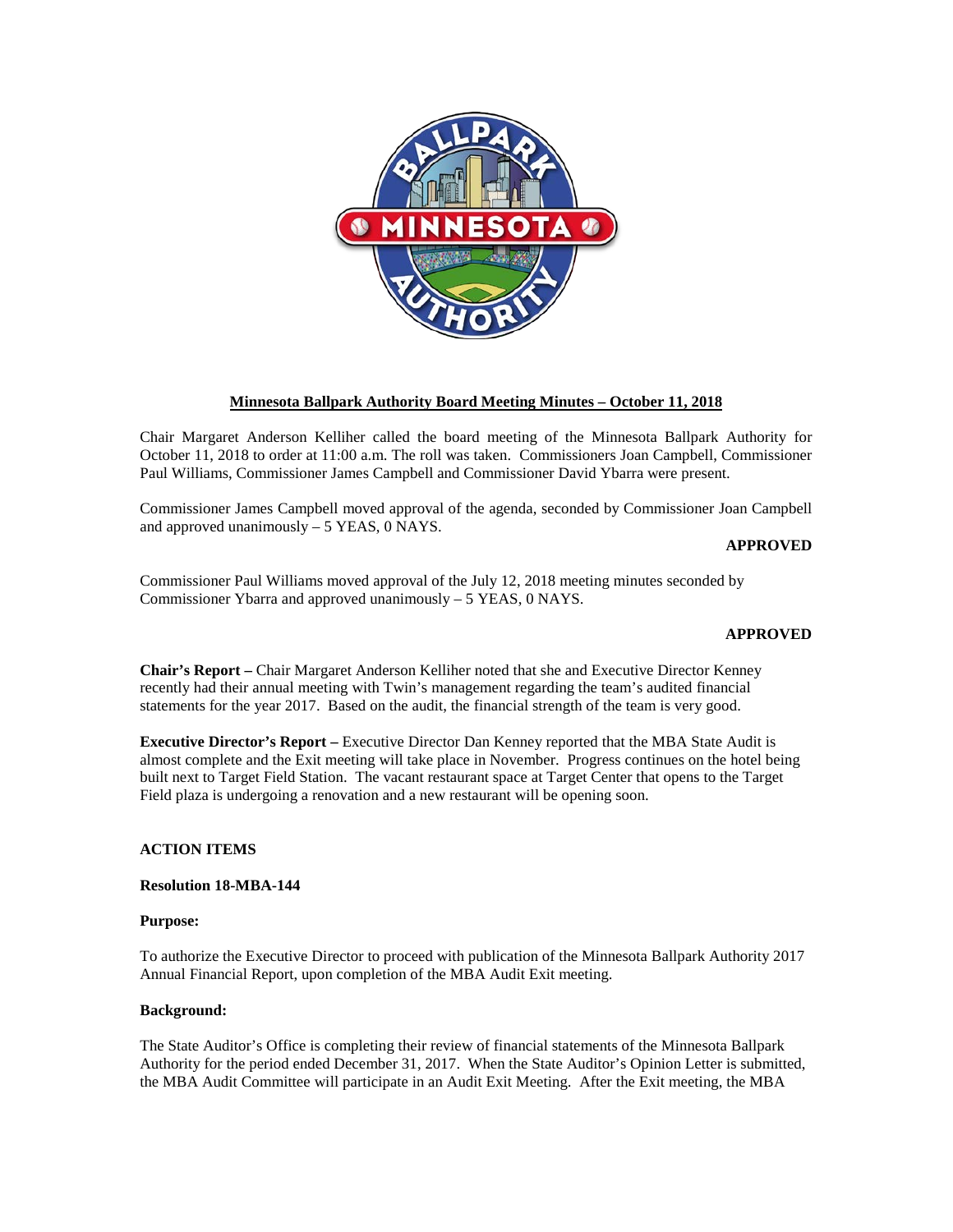# Minnesota Ballpark Authority Board Meeting Minutes – October 11, 2018

Chair Margaret Anderson Kelliher called the board meeting of the Minnesota Ballpark Authority for October 11, 2018 to order at 11:00 a.m. The roll was taken. Commissioners Joan Campbell, Commissioner Paul Williams, Commissioner James Campbell and Commissioner David Ybarra were present.

Commissioner James Campbell moved approval of the agenda, seconded by Commissioner Joan Campbell and approved unanimously – 5 YEAS, 0 NAYS.

**APPROVED**

Commissioner Paul Williams moved approval of the July 12, 2018 meeting minutes seconded by Commissioner Ybarra and approved unanimously – 5 YEAS, 0 NAYS.

**APPROVED**

**Chair's Report –** Chair Margaret Anderson Kelliher noted that she and Executive Director Kenney recently had their annual meeting with Twin's management regarding the team's audited financial statements for the year 2017. Based on the audit, the financial strength of the team is very good.

**Executive Director's Report –** Executive Director Dan Kenney reported that the MBA State Audit is almost complete and the Exit meeting will take place in November. Progress continues on the hotel being built next to Target Field Station. The vacant restaurant space at Target Center that opens to the Target Field plaza is undergoing a renovation and a new restaurant will be opening soon.

**ACTION ITEMS**

**Resolution 18-MBA-144**

**Purpose:**

To authorize the Executive Director to proceed with publication of the Minnesota Ballpark Authority 2017 Annual Financial Report, upon completion of the MBA Audit Exit meeting.

**Background:**

The State Auditor's Office is completing their review of financial statements of the Minnesota Ballpark Authority for the period ended December 31, 2017. When the State Auditor's Opinion Letter is submitted, the MBA Audit Committee will participate in an Audit Exit Meeting. After the Exit meeting, the MBA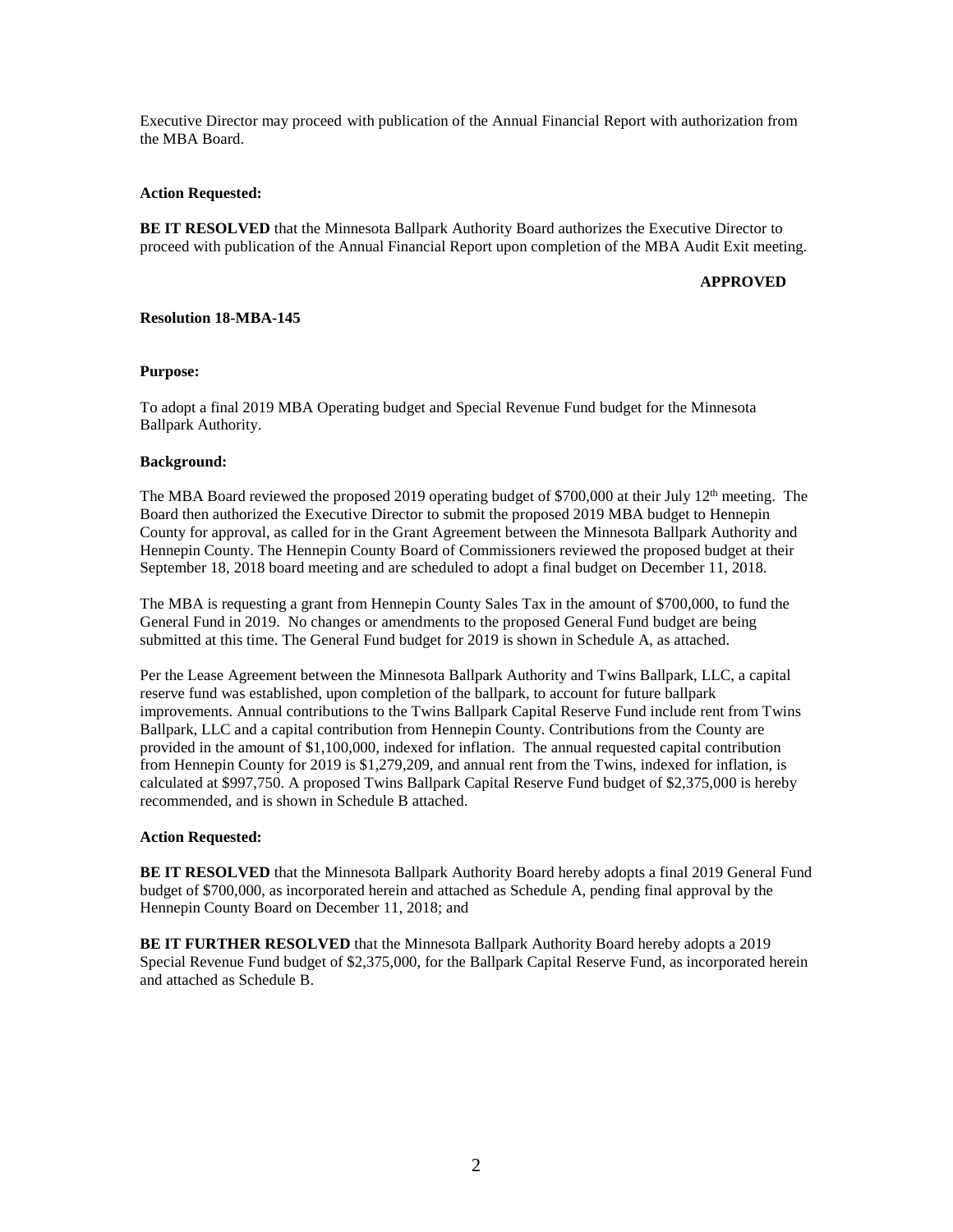Executive Director may proceed with publication of the Annual Financial Report with authorization from the MBA Board.

**Action Requested:**

**BE IT RESOLVED** that the Minnesota Ballpark Authority Board authorizes the Executive Director to proceed with publication of the Annual Financial Report upon completion of the MBA Audit Exit meeting.

**APPROVED**

**Resolution 18-MBA-145**

**Purpose:**

To adopt a final 2019 MBA Operating budget and Special Revenue Fund budget for the Minnesota Ballpark Authority.

**Background:**

The MBA Board reviewed the proposed 2019 operating budget of $700,000 at their July 12th meeting. The Board then authorized the Executive Director to submit the proposed 2019 MBA budget to Hennepin County for approval, as called for in the Grant Agreement between the Minnesota Ballpark Authority and Hennepin County. The Hennepin County Board of Commissioners reviewed the proposed budget at their September 18, 2018 board meeting and are scheduled to adopt a final budget on December 11, 2018.

The MBA is requesting a grant from Hennepin County Sales Tax in the amount of $700,000, to fund the General Fund in 2019. No changes or amendments to the proposed General Fund budget are being submitted at this time. The General Fund budget for 2019 is shown in Schedule A, as attached.

Per the Lease Agreement between the Minnesota Ballpark Authority and Twins Ballpark, LLC, a capital reserve fund was established, upon completion of the ballpark, to account for future ballpark improvements. Annual contributions to the Twins Ballpark Capital Reserve Fund include rent from Twins Ballpark, LLC and a capital contribution from Hennepin County. Contributions from the County are provided in the amount of $1,100,000, indexed for inflation. The annual requested capital contribution from Hennepin County for 2019 is $1,279,209, and annual rent from the Twins, indexed for inflation, is calculated at $997,750. A proposed Twins Ballpark Capital Reserve Fund budget of $2,375,000 is hereby recommended, and is shown in Schedule B attached.

**Action Requested:**

**BE IT RESOLVED** that the Minnesota Ballpark Authority Board hereby adopts a final 2019 General Fund budget of $700,000, as incorporated herein and attached as Schedule A, pending final approval by the Hennepin County Board on December 11, 2018; and

**BE IT FURTHER RESOLVED** that the Minnesota Ballpark Authority Board hereby adopts a 2019 Special Revenue Fund budget of $2,375,000, for the Ballpark Capital Reserve Fund, as incorporated herein and attached as Schedule B.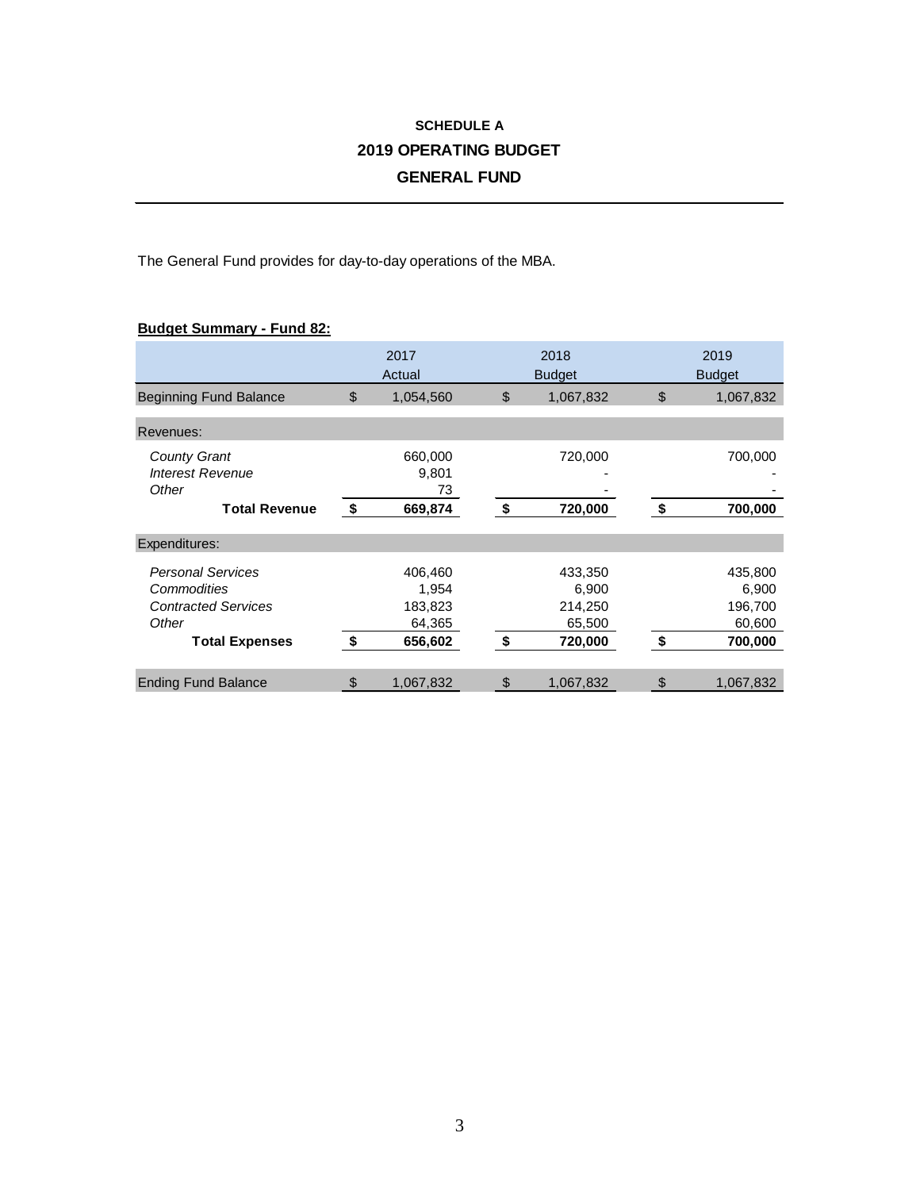# SCHEDULE A
## 2019 OPERATING BUDGET
## GENERAL FUND

The General Fund provides for day-to-day operations of the MBA.

**Budget Summary - Fund 82:**

| | 2017 Actual | 2018 Budget | 2019 Budget |
|---|---|---|---|
| Beginning Fund Balance | $ 1,054,560 | $ 1,067,832 | $ 1,067,832 |
| Revenues: | | | |
| *County Grant* | 660,000 | 720,000 | 700,000 |
| *Interest Revenue* | 9,801 | - | - |
| *Other* | 73 | - | - |
| **Total Revenue** | **$ 669,874** | **$ 720,000** | **$ 700,000** |
| Expenditures: | | | |
| *Personal Services* | 406,460 | 433,350 | 435,800 |
| *Commodities* | 1,954 | 6,900 | 6,900 |
| *Contracted Services* | 183,823 | 214,250 | 196,700 |
| *Other* | 64,365 | 65,500 | 60,600 |
| **Total Expenses** | **$ 656,602** | **$ 720,000** | **$ 700,000** |
| Ending Fund Balance | $ 1,067,832 | $ 1,067,832 | $ 1,067,832 |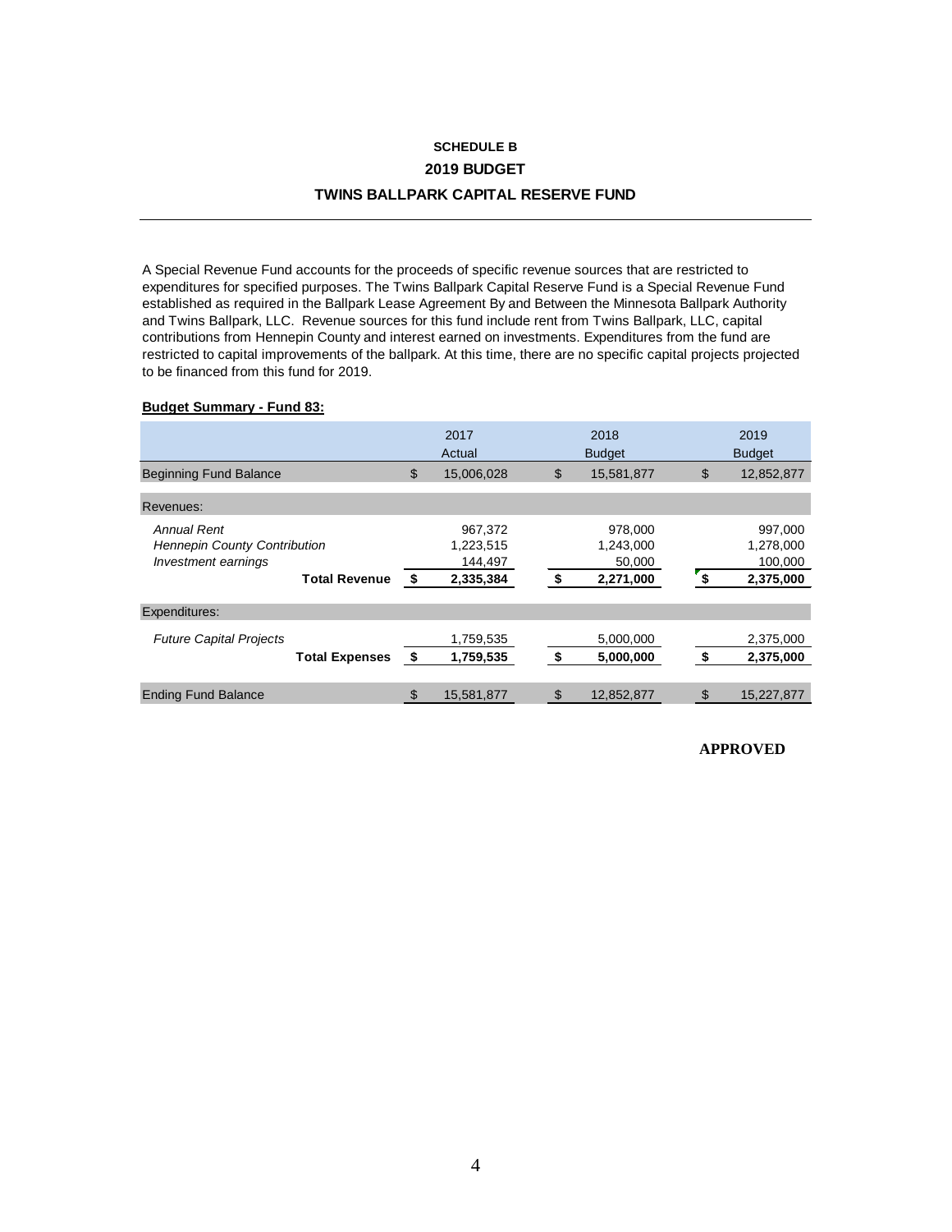# SCHEDULE B

## 2019 BUDGET

## TWINS BALLPARK CAPITAL RESERVE FUND

A Special Revenue Fund accounts for the proceeds of specific revenue sources that are restricted to expenditures for specified purposes. The Twins Ballpark Capital Reserve Fund is a Special Revenue Fund established as required in the Ballpark Lease Agreement By and Between the Minnesota Ballpark Authority and Twins Ballpark, LLC. Revenue sources for this fund include rent from Twins Ballpark, LLC, capital contributions from Hennepin County and interest earned on investments. Expenditures from the fund are restricted to capital improvements of the ballpark. At this time, there are no specific capital projects projected to be financed from this fund for 2019.

**Budget Summary - Fund 83:**

| | 2017 Actual | 2018 Budget | 2019 Budget |
|---|---|---|---|
| Beginning Fund Balance | $ 15,006,028 | $ 15,581,877 | $ 12,852,877 |
| Revenues: | | | |
| *Annual Rent* | 967,372 | 978,000 | 997,000 |
| *Hennepin County Contribution* | 1,223,515 | 1,243,000 | 1,278,000 |
| *Investment earnings* | 144,497 | 50,000 | 100,000 |
| **Total Revenue** | **$ 2,335,384** | **$ 2,271,000** | **$ 2,375,000** |
| Expenditures: | | | |
| *Future Capital Projects* | 1,759,535 | 5,000,000 | 2,375,000 |
| **Total Expenses** | **$ 1,759,535** | **$ 5,000,000** | **$ 2,375,000** |
| Ending Fund Balance | $ 15,581,877 | $ 12,852,877 | $ 15,227,877 |

**APPROVED**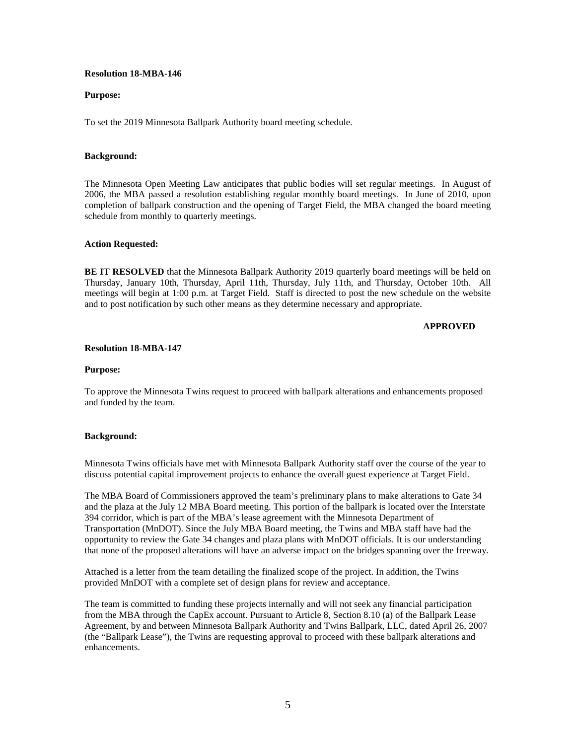**Resolution 18-MBA-146**

**Purpose:**

To set the 2019 Minnesota Ballpark Authority board meeting schedule.

**Background:**

The Minnesota Open Meeting Law anticipates that public bodies will set regular meetings. In August of 2006, the MBA passed a resolution establishing regular monthly board meetings. In June of 2010, upon completion of ballpark construction and the opening of Target Field, the MBA changed the board meeting schedule from monthly to quarterly meetings.

**Action Requested:**

**BE IT RESOLVED** that the Minnesota Ballpark Authority 2019 quarterly board meetings will be held on Thursday, January 10th, Thursday, April 11th, Thursday, July 11th, and Thursday, October 10th. All meetings will begin at 1:00 p.m. at Target Field. Staff is directed to post the new schedule on the website and to post notification by such other means as they determine necessary and appropriate.

**APPROVED**

**Resolution 18-MBA-147**

**Purpose:**

To approve the Minnesota Twins request to proceed with ballpark alterations and enhancements proposed and funded by the team.

**Background:**

Minnesota Twins officials have met with Minnesota Ballpark Authority staff over the course of the year to discuss potential capital improvement projects to enhance the overall guest experience at Target Field.

The MBA Board of Commissioners approved the team's preliminary plans to make alterations to Gate 34 and the plaza at the July 12 MBA Board meeting. This portion of the ballpark is located over the Interstate 394 corridor, which is part of the MBA's lease agreement with the Minnesota Department of Transportation (MnDOT). Since the July MBA Board meeting, the Twins and MBA staff have had the opportunity to review the Gate 34 changes and plaza plans with MnDOT officials. It is our understanding that none of the proposed alterations will have an adverse impact on the bridges spanning over the freeway.

Attached is a letter from the team detailing the finalized scope of the project. In addition, the Twins provided MnDOT with a complete set of design plans for review and acceptance.

The team is committed to funding these projects internally and will not seek any financial participation from the MBA through the CapEx account. Pursuant to Article 8, Section 8.10 (a) of the Ballpark Lease Agreement, by and between Minnesota Ballpark Authority and Twins Ballpark, LLC, dated April 26, 2007 (the "Ballpark Lease"), the Twins are requesting approval to proceed with these ballpark alterations and enhancements.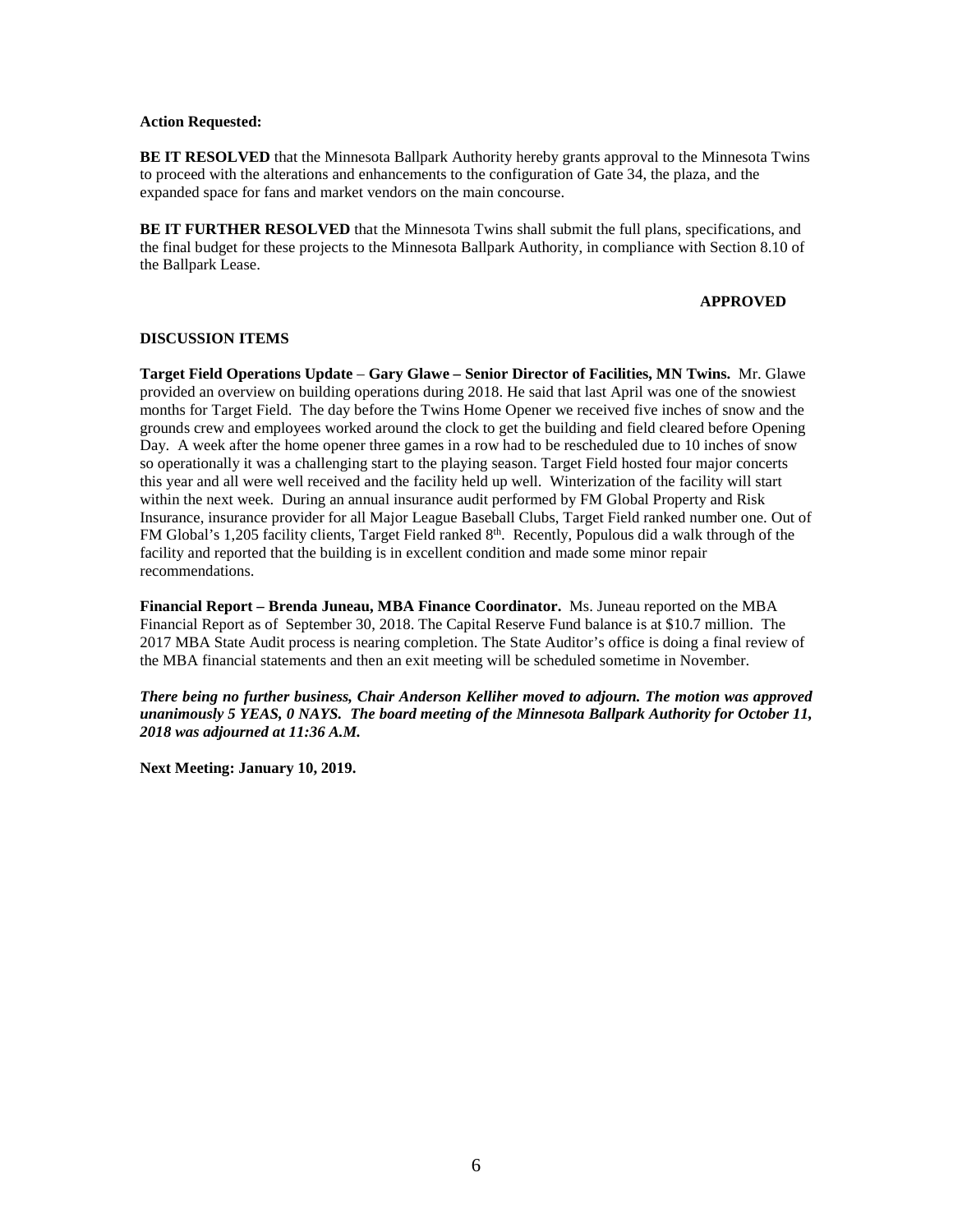**Action Requested:**

**BE IT RESOLVED** that the Minnesota Ballpark Authority hereby grants approval to the Minnesota Twins to proceed with the alterations and enhancements to the configuration of Gate 34, the plaza, and the expanded space for fans and market vendors on the main concourse.

**BE IT FURTHER RESOLVED** that the Minnesota Twins shall submit the full plans, specifications, and the final budget for these projects to the Minnesota Ballpark Authority, in compliance with Section 8.10 of the Ballpark Lease.

**APPROVED**

**DISCUSSION ITEMS**

**Target Field Operations Update** – **Gary Glawe – Senior Director of Facilities, MN Twins.** Mr. Glawe provided an overview on building operations during 2018. He said that last April was one of the snowiest months for Target Field. The day before the Twins Home Opener we received five inches of snow and the grounds crew and employees worked around the clock to get the building and field cleared before Opening Day. A week after the home opener three games in a row had to be rescheduled due to 10 inches of snow so operationally it was a challenging start to the playing season. Target Field hosted four major concerts this year and all were well received and the facility held up well. Winterization of the facility will start within the next week. During an annual insurance audit performed by FM Global Property and Risk Insurance, insurance provider for all Major League Baseball Clubs, Target Field ranked number one. Out of FM Global's 1,205 facility clients, Target Field ranked 8th. Recently, Populous did a walk through of the facility and reported that the building is in excellent condition and made some minor repair recommendations.

**Financial Report – Brenda Juneau, MBA Finance Coordinator.** Ms. Juneau reported on the MBA Financial Report as of September 30, 2018. The Capital Reserve Fund balance is at $10.7 million. The 2017 MBA State Audit process is nearing completion. The State Auditor's office is doing a final review of the MBA financial statements and then an exit meeting will be scheduled sometime in November.

***There being no further business, Chair Anderson Kelliher moved to adjourn. The motion was approved unanimously 5 YEAS, 0 NAYS. The board meeting of the Minnesota Ballpark Authority for October 11, 2018 was adjourned at 11:36 A.M.***

**Next Meeting: January 10, 2019.**